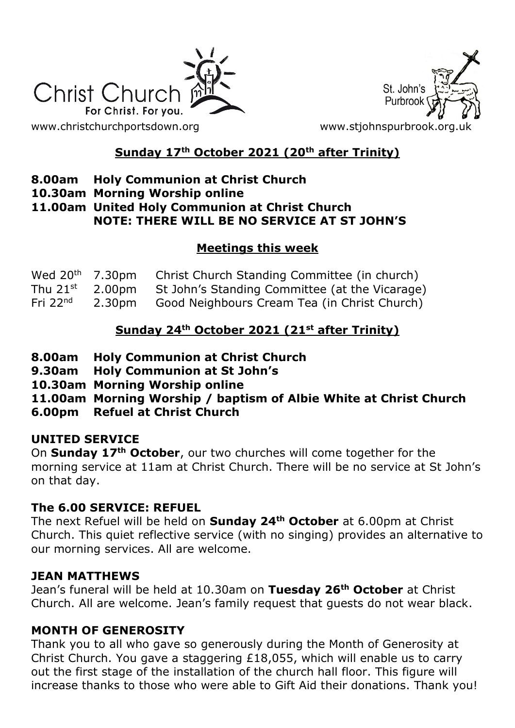Christ Church
For Christ. For you.

St. John's Purbrook

www.christchurchportsdown.org www.stjohnspurbrook.org.uk

## Sunday 17th October 2021 (20th after Trinity)

**8.00am Holy Communion at Christ Church**
**10.30am Morning Worship online**
**11.00am United Holy Communion at Christ Church**
**NOTE: THERE WILL BE NO SERVICE AT ST JOHN'S**

### Meetings this week

| | | |
|---|---|---|
| Wed 20th | 7.30pm | Christ Church Standing Committee (in church) |
| Thu 21st | 2.00pm | St John's Standing Committee (at the Vicarage) |
| Fri 22nd | 2.30pm | Good Neighbours Cream Tea (in Christ Church) |

## Sunday 24th October 2021 (21st after Trinity)

**8.00am Holy Communion at Christ Church**
**9.30am Holy Communion at St John's**
**10.30am Morning Worship online**
**11.00am Morning Worship / baptism of Albie White at Christ Church**
**6.00pm Refuel at Christ Church**

### UNITED SERVICE

On **Sunday 17th October**, our two churches will come together for the morning service at 11am at Christ Church. There will be no service at St John's on that day.

### The 6.00 SERVICE: REFUEL

The next Refuel will be held on **Sunday 24th October** at 6.00pm at Christ Church. This quiet reflective service (with no singing) provides an alternative to our morning services. All are welcome.

### JEAN MATTHEWS

Jean's funeral will be held at 10.30am on **Tuesday 26th October** at Christ Church. All are welcome. Jean's family request that guests do not wear black.

### MONTH OF GENEROSITY

Thank you to all who gave so generously during the Month of Generosity at Christ Church. You gave a staggering £18,055, which will enable us to carry out the first stage of the installation of the church hall floor. This figure will increase thanks to those who were able to Gift Aid their donations. Thank you!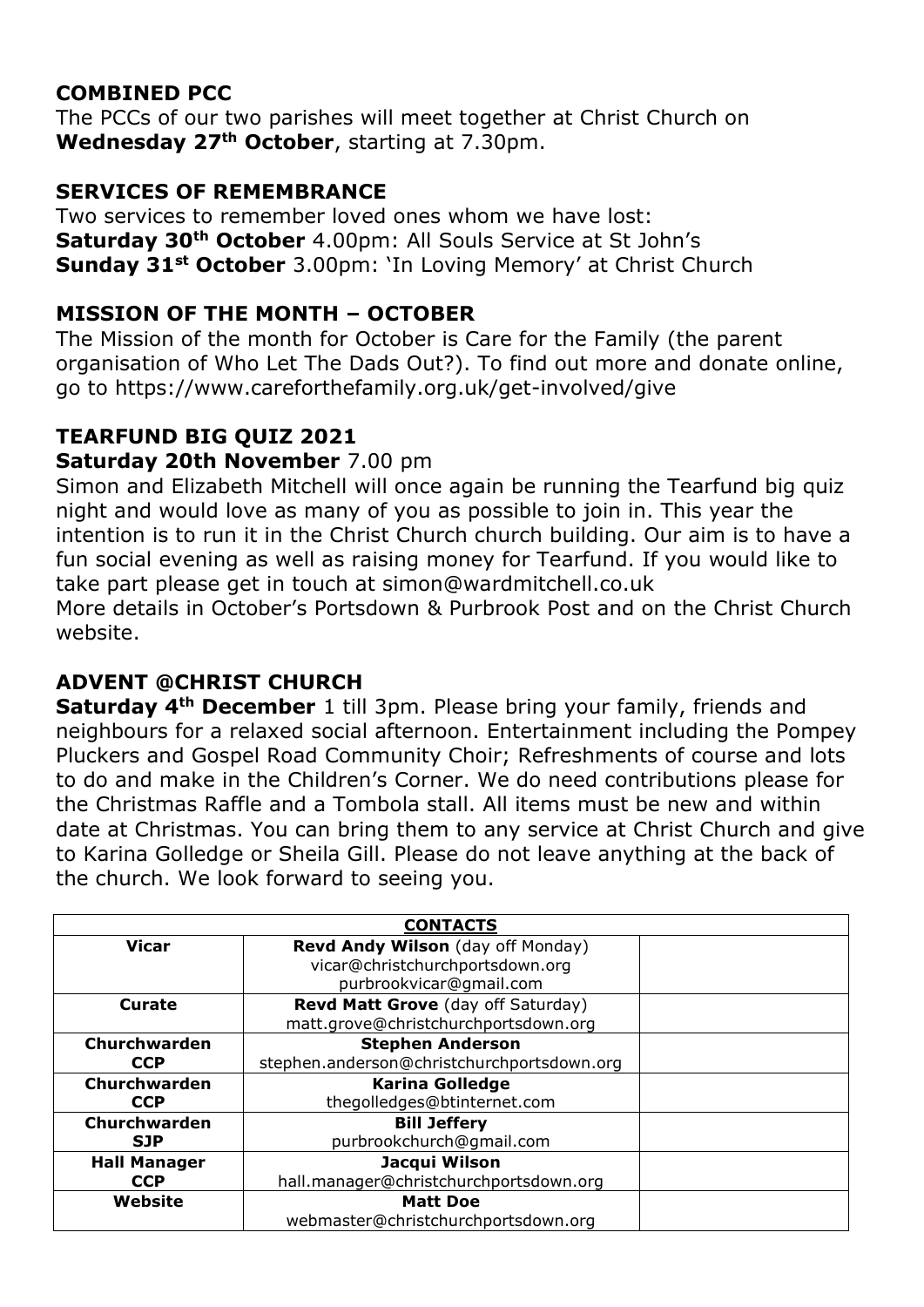## COMBINED PCC

The PCCs of our two parishes will meet together at Christ Church on **Wednesday 27th October**, starting at 7.30pm.

## SERVICES OF REMEMBRANCE

Two services to remember loved ones whom we have lost:
**Saturday 30th October** 4.00pm: All Souls Service at St John's
**Sunday 31st October** 3.00pm: 'In Loving Memory' at Christ Church

## MISSION OF THE MONTH – OCTOBER

The Mission of the month for October is Care for the Family (the parent organisation of Who Let The Dads Out?). To find out more and donate online, go to https://www.careforthefamily.org.uk/get-involved/give

## TEARFUND BIG QUIZ 2021

**Saturday 20th November** 7.00 pm

Simon and Elizabeth Mitchell will once again be running the Tearfund big quiz night and would love as many of you as possible to join in. This year the intention is to run it in the Christ Church church building. Our aim is to have a fun social evening as well as raising money for Tearfund. If you would like to take part please get in touch at simon@wardmitchell.co.uk
More details in October's Portsdown & Purbrook Post and on the Christ Church website.

## ADVENT @CHRIST CHURCH

**Saturday 4th December** 1 till 3pm. Please bring your family, friends and neighbours for a relaxed social afternoon. Entertainment including the Pompey Pluckers and Gospel Road Community Choir; Refreshments of course and lots to do and make in the Children's Corner. We do need contributions please for the Christmas Raffle and a Tombola stall. All items must be new and within date at Christmas. You can bring them to any service at Christ Church and give to Karina Golledge or Sheila Gill. Please do not leave anything at the back of the church. We look forward to seeing you.

| CONTACTS | | |
|---|---|---|
| **Vicar** | **Revd Andy Wilson** (day off Monday)<br>vicar@christchurchportsdown.org<br>purbrookvicar@gmail.com | |
| **Curate** | **Revd Matt Grove** (day off Saturday)<br>matt.grove@christchurchportsdown.org | |
| **Churchwarden CCP** | **Stephen Anderson**<br>stephen.anderson@christchurchportsdown.org | |
| **Churchwarden CCP** | **Karina Golledge**<br>thegolledges@btinternet.com | |
| **Churchwarden SJP** | **Bill Jeffery**<br>purbrookchurch@gmail.com | |
| **Hall Manager CCP** | **Jacqui Wilson**<br>hall.manager@christchurchportsdown.org | |
| **Website** | **Matt Doe**<br>webmaster@christchurchportsdown.org | |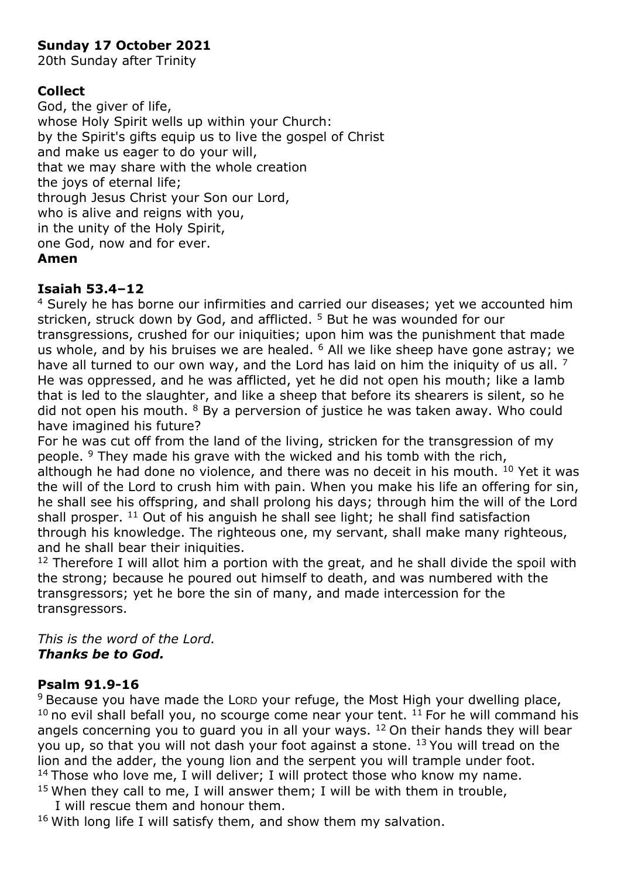**Sunday 17 October 2021**
20th Sunday after Trinity

**Collect**
God, the giver of life,
whose Holy Spirit wells up within your Church:
by the Spirit's gifts equip us to live the gospel of Christ
and make us eager to do your will,
that we may share with the whole creation
the joys of eternal life;
through Jesus Christ your Son our Lord,
who is alive and reigns with you,
in the unity of the Holy Spirit,
one God, now and for ever.
**Amen**

**Isaiah 53.4–12**
[4] Surely he has borne our infirmities and carried our diseases; yet we accounted him stricken, struck down by God, and afflicted. [5] But he was wounded for our transgressions, crushed for our iniquities; upon him was the punishment that made us whole, and by his bruises we are healed. [6] All we like sheep have gone astray; we have all turned to our own way, and the Lord has laid on him the iniquity of us all. [7] He was oppressed, and he was afflicted, yet he did not open his mouth; like a lamb that is led to the slaughter, and like a sheep that before its shearers is silent, so he did not open his mouth. [8] By a perversion of justice he was taken away. Who could have imagined his future?
For he was cut off from the land of the living, stricken for the transgression of my people. [9] They made his grave with the wicked and his tomb with the rich, although he had done no violence, and there was no deceit in his mouth. [10] Yet it was the will of the Lord to crush him with pain. When you make his life an offering for sin, he shall see his offspring, and shall prolong his days; through him the will of the Lord shall prosper. [11] Out of his anguish he shall see light; he shall find satisfaction through his knowledge. The righteous one, my servant, shall make many righteous, and he shall bear their iniquities.
[12] Therefore I will allot him a portion with the great, and he shall divide the spoil with the strong; because he poured out himself to death, and was numbered with the transgressors; yet he bore the sin of many, and made intercession for the transgressors.

*This is the word of the Lord.*
***Thanks be to God.***

**Psalm 91.9-16**
[9] Because you have made the LORD your refuge, the Most High your dwelling place, [10] no evil shall befall you, no scourge come near your tent. [11] For he will command his angels concerning you to guard you in all your ways. [12] On their hands they will bear you up, so that you will not dash your foot against a stone. [13] You will tread on the lion and the adder, the young lion and the serpent you will trample under foot.
[14] Those who love me, I will deliver; I will protect those who know my name.
[15] When they call to me, I will answer them; I will be with them in trouble,
I will rescue them and honour them.
[16] With long life I will satisfy them, and show them my salvation.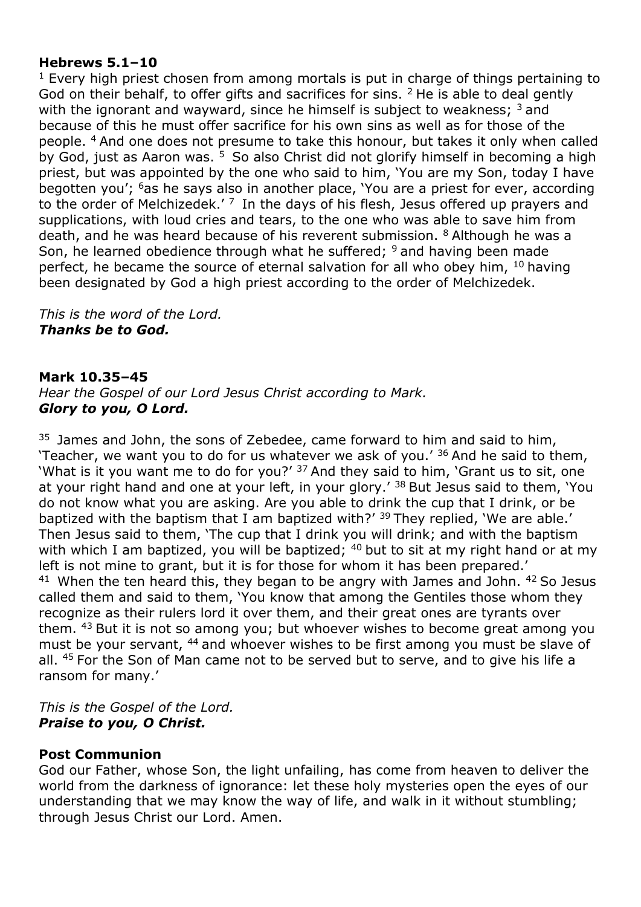**Hebrews 5.1–10**

[1] Every high priest chosen from among mortals is put in charge of things pertaining to God on their behalf, to offer gifts and sacrifices for sins. [2] He is able to deal gently with the ignorant and wayward, since he himself is subject to weakness; [3] and because of this he must offer sacrifice for his own sins as well as for those of the people. [4] And one does not presume to take this honour, but takes it only when called by God, just as Aaron was. [5] So also Christ did not glorify himself in becoming a high priest, but was appointed by the one who said to him, 'You are my Son, today I have begotten you'; [6]as he says also in another place, 'You are a priest for ever, according to the order of Melchizedek.' [7] In the days of his flesh, Jesus offered up prayers and supplications, with loud cries and tears, to the one who was able to save him from death, and he was heard because of his reverent submission. [8] Although he was a Son, he learned obedience through what he suffered; [9] and having been made perfect, he became the source of eternal salvation for all who obey him, [10] having been designated by God a high priest according to the order of Melchizedek.

*This is the word of the Lord.*
***Thanks be to God.***

**Mark 10.35–45**
*Hear the Gospel of our Lord Jesus Christ according to Mark.*
***Glory to you, O Lord.***

[35] James and John, the sons of Zebedee, came forward to him and said to him, 'Teacher, we want you to do for us whatever we ask of you.' [36] And he said to them, 'What is it you want me to do for you?' [37] And they said to him, 'Grant us to sit, one at your right hand and one at your left, in your glory.' [38] But Jesus said to them, 'You do not know what you are asking. Are you able to drink the cup that I drink, or be baptized with the baptism that I am baptized with?' [39] They replied, 'We are able.' Then Jesus said to them, 'The cup that I drink you will drink; and with the baptism with which I am baptized, you will be baptized; [40] but to sit at my right hand or at my left is not mine to grant, but it is for those for whom it has been prepared.'
[41] When the ten heard this, they began to be angry with James and John. [42] So Jesus called them and said to them, 'You know that among the Gentiles those whom they recognize as their rulers lord it over them, and their great ones are tyrants over them. [43] But it is not so among you; but whoever wishes to become great among you must be your servant, [44] and whoever wishes to be first among you must be slave of all. [45] For the Son of Man came not to be served but to serve, and to give his life a ransom for many.'

*This is the Gospel of the Lord.*
***Praise to you, O Christ.***

**Post Communion**

God our Father, whose Son, the light unfailing, has come from heaven to deliver the world from the darkness of ignorance: let these holy mysteries open the eyes of our understanding that we may know the way of life, and walk in it without stumbling; through Jesus Christ our Lord. Amen.